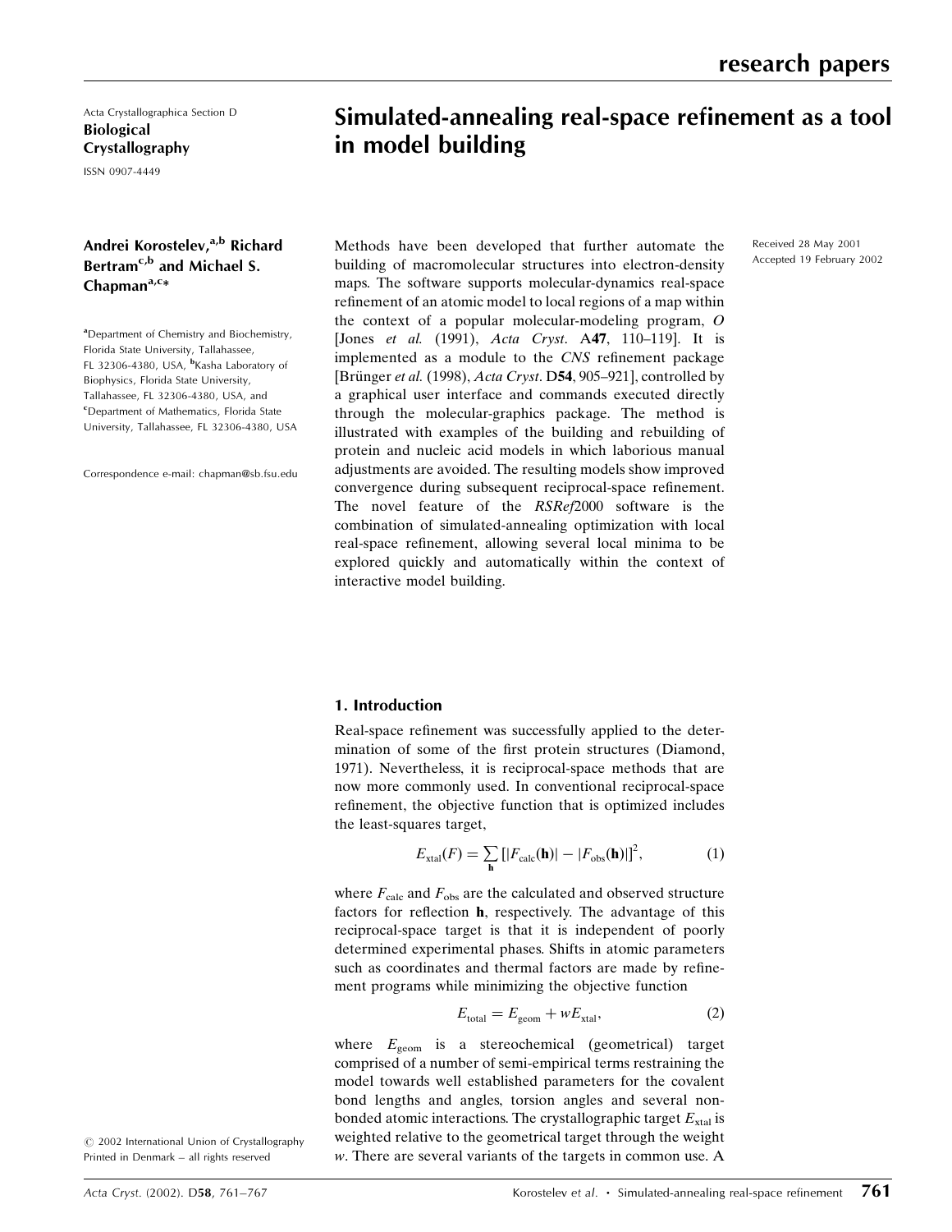Acta Crystallographica Section D

**Biological Crystallography**

ISSN 0907-4449

# Simulated-annealing real-space refinement as a tool in model building

**Andrei Korostelev,[a,b] Richard Bertram[c,b] and Michael S. Chapman[a,c]***

[a]Department of Chemistry and Biochemistry, Florida State University, Tallahassee, FL 32306-4380, USA, [b]Kasha Laboratory of Biophysics, Florida State University, Tallahassee, FL 32306-4380, USA, and [c]Department of Mathematics, Florida State University, Tallahassee, FL 32306-4380, USA

Correspondence e-mail: chapman@sb.fsu.edu

© 2002 International Union of Crystallography
Printed in Denmark – all rights reserved

Received 28 May 2001
Accepted 19 February 2002

Methods have been developed that further automate the building of macromolecular structures into electron-density maps. The software supports molecular-dynamics real-space refinement of an atomic model to local regions of a map within the context of a popular molecular-modeling program, *O* [Jones *et al.* (1991), *Acta Cryst.* A**47**, 110–119]. It is implemented as a module to the *CNS* refinement package [Brünger *et al.* (1998), *Acta Cryst.* D**54**, 905–921], controlled by a graphical user interface and commands executed directly through the molecular-graphics package. The method is illustrated with examples of the building and rebuilding of protein and nucleic acid models in which laborious manual adjustments are avoided. The resulting models show improved convergence during subsequent reciprocal-space refinement. The novel feature of the *RSRef*2000 software is the combination of simulated-annealing optimization with local real-space refinement, allowing several local minima to be explored quickly and automatically within the context of interactive model building.

## 1. Introduction

Real-space refinement was successfully applied to the determination of some of the first protein structures (Diamond, 1971). Nevertheless, it is reciprocal-space methods that are now more commonly used. In conventional reciprocal-space refinement, the objective function that is optimized includes the least-squares target,

$$E_{\rm xtal}(F) = \sum_{\mathbf{h}} \left[|F_{\rm calc}(\mathbf{h})| - |F_{\rm obs}(\mathbf{h})|\right]^2, \qquad (1)$$

where $F_{\rm calc}$ and $F_{\rm obs}$ are the calculated and observed structure factors for reflection $\mathbf{h}$, respectively. The advantage of this reciprocal-space target is that it is independent of poorly determined experimental phases. Shifts in atomic parameters such as coordinates and thermal factors are made by refinement programs while minimizing the objective function

$$E_{\rm total} = E_{\rm geom} + wE_{\rm xtal}, \qquad (2)$$

where $E_{\rm geom}$ is a stereochemical (geometrical) target comprised of a number of semi-empirical terms restraining the model towards well established parameters for the covalent bond lengths and angles, torsion angles and several non-bonded atomic interactions. The crystallographic target $E_{\rm xtal}$ is weighted relative to the geometrical target through the weight $w$. There are several variants of the targets in common use. A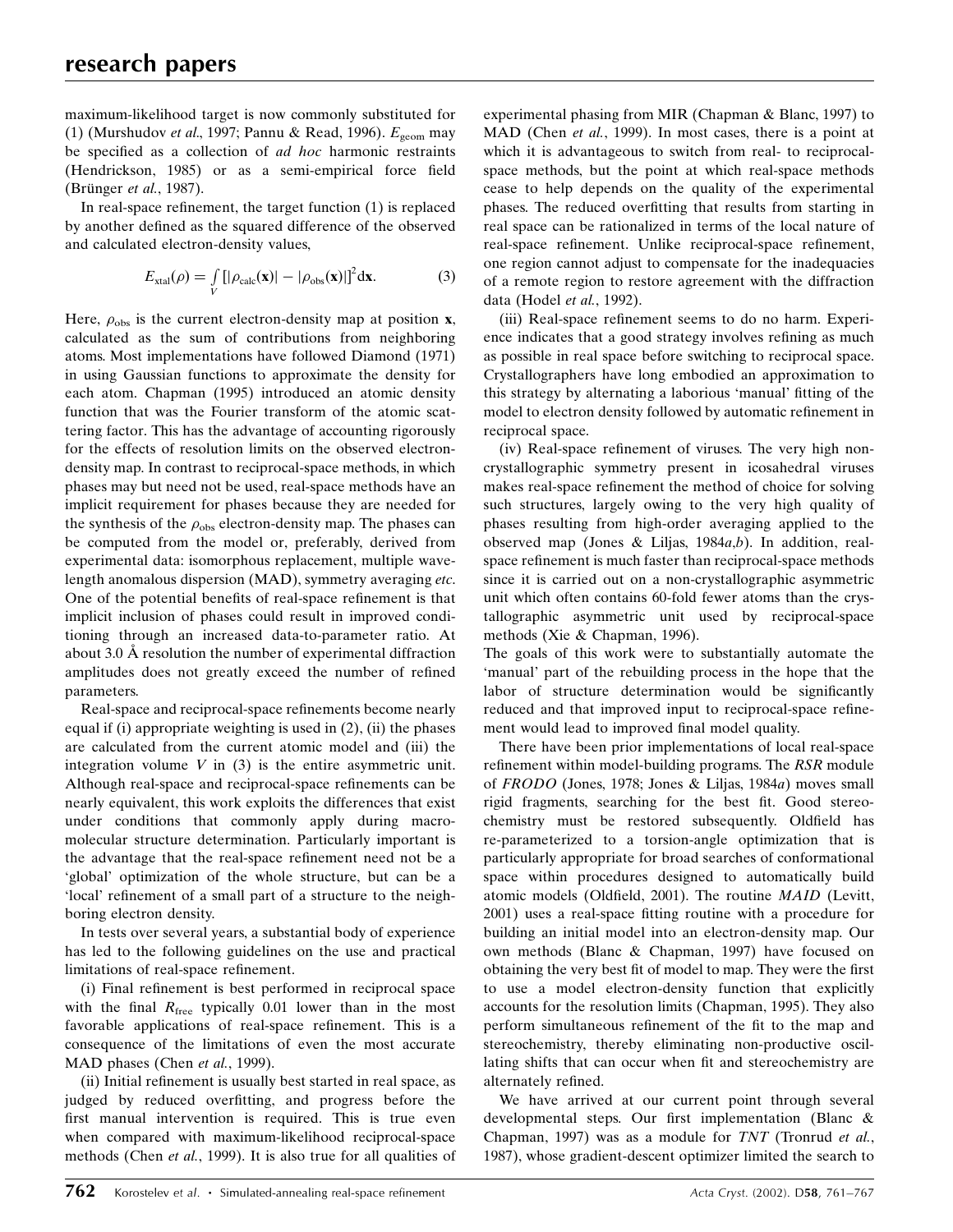maximum-likelihood target is now commonly substituted for (1) (Murshudov *et al.*, 1997; Pannu & Read, 1996). $E_{\rm geom}$ may be specified as a collection of *ad hoc* harmonic restraints (Hendrickson, 1985) or as a semi-empirical force field (Brünger *et al.*, 1987).

In real-space refinement, the target function (1) is replaced by another defined as the squared difference of the observed and calculated electron-density values,

$$E_{\rm xtal}(\rho) = \int_V [|\rho_{\rm calc}(\mathbf{x})| - |\rho_{\rm obs}(\mathbf{x})|]^2 {\rm d}\mathbf{x}. \quad (3)$$

Here, $\rho_{\rm obs}$ is the current electron-density map at position **x**, calculated as the sum of contributions from neighboring atoms. Most implementations have followed Diamond (1971) in using Gaussian functions to approximate the density for each atom. Chapman (1995) introduced an atomic density function that was the Fourier transform of the atomic scattering factor. This has the advantage of accounting rigorously for the effects of resolution limits on the observed electron-density map. In contrast to reciprocal-space methods, in which phases may but need not be used, real-space methods have an implicit requirement for phases because they are needed for the synthesis of the $\rho_{\rm obs}$ electron-density map. The phases can be computed from the model or, preferably, derived from experimental data: isomorphous replacement, multiple wavelength anomalous dispersion (MAD), symmetry averaging *etc.* One of the potential benefits of real-space refinement is that implicit inclusion of phases could result in improved conditioning through an increased data-to-parameter ratio. At about 3.0 Å resolution the number of experimental diffraction amplitudes does not greatly exceed the number of refined parameters.

Real-space and reciprocal-space refinements become nearly equal if (i) appropriate weighting is used in (2), (ii) the phases are calculated from the current atomic model and (iii) the integration volume $V$ in (3) is the entire asymmetric unit. Although real-space and reciprocal-space refinements can be nearly equivalent, this work exploits the differences that exist under conditions that commonly apply during macromolecular structure determination. Particularly important is the advantage that the real-space refinement need not be a 'global' optimization of the whole structure, but can be a 'local' refinement of a small part of a structure to the neighboring electron density.

In tests over several years, a substantial body of experience has led to the following guidelines on the use and practical limitations of real-space refinement.

(i) Final refinement is best performed in reciprocal space with the final $R_{\rm free}$ typically 0.01 lower than in the most favorable applications of real-space refinement. This is a consequence of the limitations of even the most accurate MAD phases (Chen *et al.*, 1999).

(ii) Initial refinement is usually best started in real space, as judged by reduced overfitting, and progress before the first manual intervention is required. This is true even when compared with maximum-likelihood reciprocal-space methods (Chen *et al.*, 1999). It is also true for all qualities of experimental phasing from MIR (Chapman & Blanc, 1997) to MAD (Chen *et al.*, 1999). In most cases, there is a point at which it is advantageous to switch from real- to reciprocal-space methods, but the point at which real-space methods cease to help depends on the quality of the experimental phases. The reduced overfitting that results from starting in real space can be rationalized in terms of the local nature of real-space refinement. Unlike reciprocal-space refinement, one region cannot adjust to compensate for the inadequacies of a remote region to restore agreement with the diffraction data (Hodel *et al.*, 1992).

(iii) Real-space refinement seems to do no harm. Experience indicates that a good strategy involves refining as much as possible in real space before switching to reciprocal space. Crystallographers have long embodied an approximation to this strategy by alternating a laborious 'manual' fitting of the model to electron density followed by automatic refinement in reciprocal space.

(iv) Real-space refinement of viruses. The very high non-crystallographic symmetry present in icosahedral viruses makes real-space refinement the method of choice for solving such structures, largely owing to the very high quality of phases resulting from high-order averaging applied to the observed map (Jones & Liljas, 1984*a*,*b*). In addition, real-space refinement is much faster than reciprocal-space methods since it is carried out on a non-crystallographic asymmetric unit which often contains 60-fold fewer atoms than the crystallographic asymmetric unit used by reciprocal-space methods (Xie & Chapman, 1996).

The goals of this work were to substantially automate the 'manual' part of the rebuilding process in the hope that the labor of structure determination would be significantly reduced and that improved input to reciprocal-space refinement would lead to improved final model quality.

There have been prior implementations of local real-space refinement within model-building programs. The *RSR* module of *FRODO* (Jones, 1978; Jones & Liljas, 1984*a*) moves small rigid fragments, searching for the best fit. Good stereochemistry must be restored subsequently. Oldfield has re-parameterized to a torsion-angle optimization that is particularly appropriate for broad searches of conformational space within procedures designed to automatically build atomic models (Oldfield, 2001). The routine *MAID* (Levitt, 2001) uses a real-space fitting routine with a procedure for building an initial model into an electron-density map. Our own methods (Blanc & Chapman, 1997) have focused on obtaining the very best fit of model to map. They were the first to use a model electron-density function that explicitly accounts for the resolution limits (Chapman, 1995). They also perform simultaneous refinement of the fit to the map and stereochemistry, thereby eliminating non-productive oscillating shifts that can occur when fit and stereochemistry are alternately refined.

We have arrived at our current point through several developmental steps. Our first implementation (Blanc & Chapman, 1997) was as a module for *TNT* (Tronrud *et al.*, 1987), whose gradient-descent optimizer limited the search to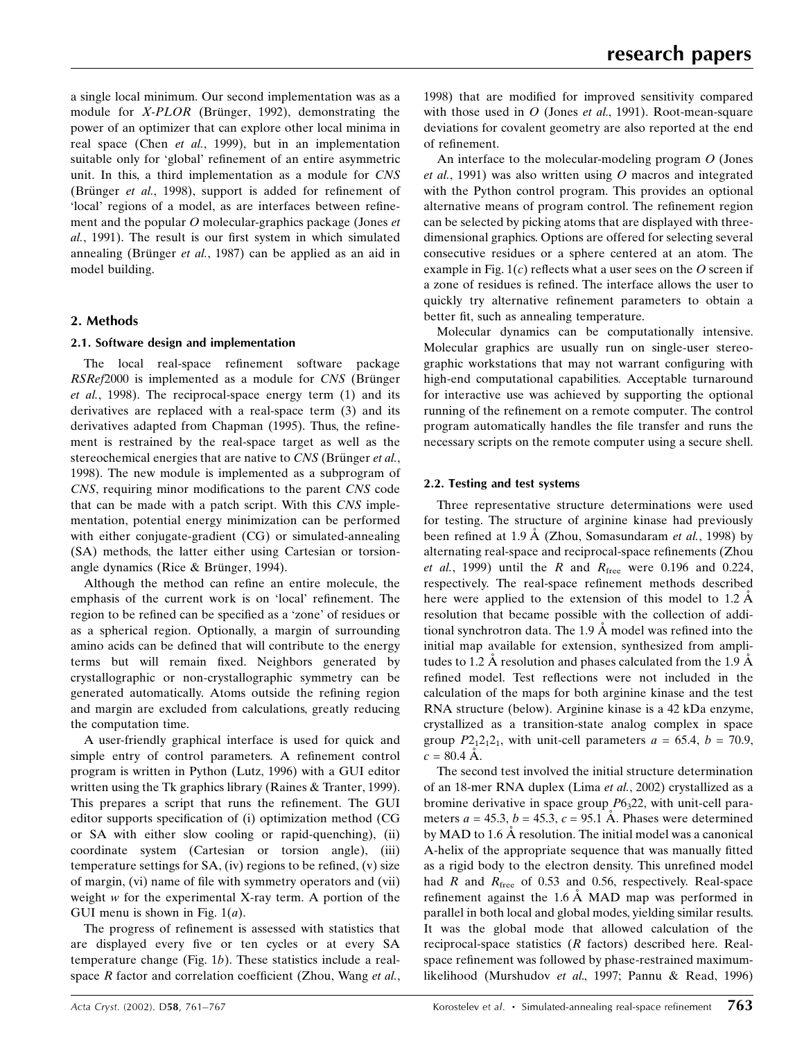a single local minimum. Our second implementation was as a module for *X-PLOR* (Brünger, 1992), demonstrating the power of an optimizer that can explore other local minima in real space (Chen *et al.*, 1999), but in an implementation suitable only for 'global' refinement of an entire asymmetric unit. In this, a third implementation as a module for *CNS* (Brünger *et al.*, 1998), support is added for refinement of 'local' regions of a model, as are interfaces between refinement and the popular *O* molecular-graphics package (Jones *et al.*, 1991). The result is our first system in which simulated annealing (Brünger *et al.*, 1987) can be applied as an aid in model building.

## 2. Methods

### 2.1. Software design and implementation

The local real-space refinement software package *RSRef*2000 is implemented as a module for *CNS* (Brünger *et al.*, 1998). The reciprocal-space energy term (1) and its derivatives are replaced with a real-space term (3) and its derivatives adapted from Chapman (1995). Thus, the refinement is restrained by the real-space target as well as the stereochemical energies that are native to *CNS* (Brünger *et al.*, 1998). The new module is implemented as a subprogram of *CNS*, requiring minor modifications to the parent *CNS* code that can be made with a patch script. With this *CNS* implementation, potential energy minimization can be performed with either conjugate-gradient (CG) or simulated-annealing (SA) methods, the latter either using Cartesian or torsion-angle dynamics (Rice & Brünger, 1994).

Although the method can refine an entire molecule, the emphasis of the current work is on 'local' refinement. The region to be refined can be specified as a 'zone' of residues or as a spherical region. Optionally, a margin of surrounding amino acids can be defined that will contribute to the energy terms but will remain fixed. Neighbors generated by crystallographic or non-crystallographic symmetry can be generated automatically. Atoms outside the refining region and margin are excluded from calculations, greatly reducing the computation time.

A user-friendly graphical interface is used for quick and simple entry of control parameters. A refinement control program is written in Python (Lutz, 1996) with a GUI editor written using the Tk graphics library (Raines & Tranter, 1999). This prepares a script that runs the refinement. The GUI editor supports specification of (i) optimization method (CG or SA with either slow cooling or rapid-quenching), (ii) coordinate system (Cartesian or torsion angle), (iii) temperature settings for SA, (iv) regions to be refined, (v) size of margin, (vi) name of file with symmetry operators and (vii) weight $w$ for the experimental X-ray term. A portion of the GUI menu is shown in Fig. 1(*a*).

The progress of refinement is assessed with statistics that are displayed every five or ten cycles or at every SA temperature change (Fig. 1*b*). These statistics include a real-space *R* factor and correlation coefficient (Zhou, Wang *et al.*, 1998) that are modified for improved sensitivity compared with those used in *O* (Jones *et al.*, 1991). Root-mean-square deviations for covalent geometry are also reported at the end of refinement.

An interface to the molecular-modeling program *O* (Jones *et al.*, 1991) was also written using *O* macros and integrated with the Python control program. This provides an optional alternative means of program control. The refinement region can be selected by picking atoms that are displayed with three-dimensional graphics. Options are offered for selecting several consecutive residues or a sphere centered at an atom. The example in Fig. 1(*c*) reflects what a user sees on the *O* screen if a zone of residues is refined. The interface allows the user to quickly try alternative refinement parameters to obtain a better fit, such as annealing temperature.

Molecular dynamics can be computationally intensive. Molecular graphics are usually run on single-user stereographic workstations that may not warrant configuring with high-end computational capabilities. Acceptable turnaround for interactive use was achieved by supporting the optional running of the refinement on a remote computer. The control program automatically handles the file transfer and runs the necessary scripts on the remote computer using a secure shell.

### 2.2. Testing and test systems

Three representative structure determinations were used for testing. The structure of arginine kinase had previously been refined at 1.9 Å (Zhou, Somasundaram *et al.*, 1998) by alternating real-space and reciprocal-space refinements (Zhou *et al.*, 1999) until the $R$ and $R_{\text{free}}$ were 0.196 and 0.224, respectively. The real-space refinement methods described here were applied to the extension of this model to 1.2 Å resolution that became possible with the collection of additional synchrotron data. The 1.9 Å model was refined into the initial map available for extension, synthesized from amplitudes to 1.2 Å resolution and phases calculated from the 1.9 Å refined model. Test reflections were not included in the calculation of the maps for both arginine kinase and the test RNA structure (below). Arginine kinase is a 42 kDa enzyme, crystallized as a transition-state analog complex in space group $P2_12_12_1$, with unit-cell parameters $a$ = 65.4, $b$ = 70.9, $c$ = 80.4 Å.

The second test involved the initial structure determination of an 18-mer RNA duplex (Lima *et al.*, 2002) crystallized as a bromine derivative in space group $P6_322$, with unit-cell parameters $a$ = 45.3, $b$ = 45.3, $c$ = 95.1 Å. Phases were determined by MAD to 1.6 Å resolution. The initial model was a canonical A-helix of the appropriate sequence that was manually fitted as a rigid body to the electron density. This unrefined model had $R$ and $R_{\text{free}}$ of 0.53 and 0.56, respectively. Real-space refinement against the 1.6 Å MAD map was performed in parallel in both local and global modes, yielding similar results. It was the global mode that allowed calculation of the reciprocal-space statistics (*R* factors) described here. Real-space refinement was followed by phase-restrained maximum-likelihood (Murshudov *et al.*, 1997; Pannu & Read, 1996)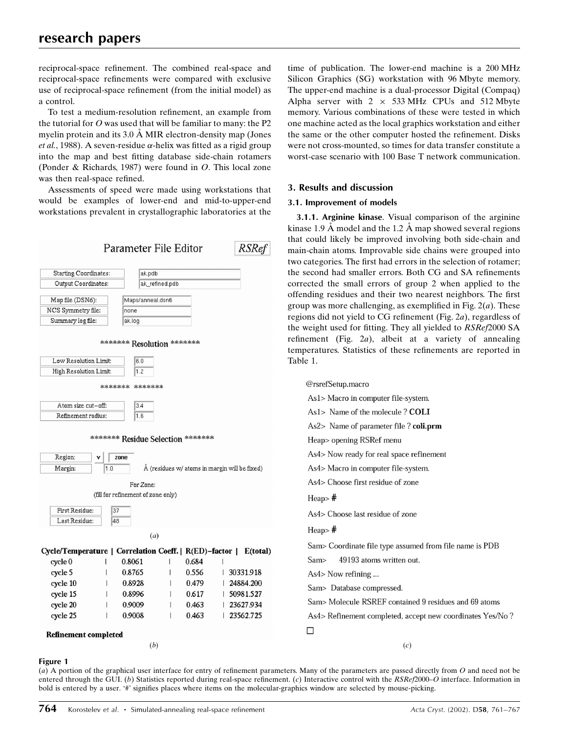reciprocal-space refinement. The combined real-space and reciprocal-space refinements were compared with exclusive use of reciprocal-space refinement (from the initial model) as a control.

To test a medium-resolution refinement, an example from the tutorial for *O* was used that will be familiar to many: the P2 myelin protein and its 3.0 Å MIR electron-density map (Jones *et al.*, 1988). A seven-residue $\alpha$-helix was fitted as a rigid group into the map and best fitting database side-chain rotamers (Ponder & Richards, 1987) were found in *O*. This local zone was then real-space refined.

Assessments of speed were made using workstations that would be examples of lower-end and mid-to-upper-end workstations prevalent in crystallographic laboratories at the time of publication. The lower-end machine is a 200 MHz Silicon Graphics (SG) workstation with 96 Mbyte memory. The upper-end machine is a dual-processor Digital (Compaq) Alpha server with 2 × 533 MHz CPUs and 512 Mbyte memory. Various combinations of these were tested in which one machine acted as the local graphics workstation and either the same or the other computer hosted the refinement. Disks were not cross-mounted, so times for data transfer constitute a worst-case scenario with 100 Base T network communication.

## 3. Results and discussion

### 3.1. Improvement of models

**3.1.1. Arginine kinase**. Visual comparison of the arginine kinase 1.9 Å model and the 1.2 Å map showed several regions that could likely be improved involving both side-chain and main-chain atoms. Improvable side chains were grouped into two categories. The first had errors in the selection of rotamer; the second had smaller errors. Both CG and SA refinements corrected the small errors of group 2 when applied to the offending residues and their two nearest neighbors. The first group was more challenging, as exemplified in Fig. 2(*a*). These regions did not yield to CG refinement (Fig. 2*a*), regardless of the weight used for fitting. They all yielded to *RSRef*2000 SA refinement (Fig. 2*a*), albeit at a variety of annealing temperatures. Statistics of these refinements are reported in Table 1.

Parameter File Editor *RSRef*

| | |
|---|---|
| Starting Coordinates: | ak.pdb |
| Output Coordinates: | ak_refined.pdb |
| Map file (DSN6): | Maps/anneal.dsn6 |
| NCS Symmetry file: | none |
| Summary log file: | ak.log |

******* Resolution *******

| | |
|---|---|
| Low Resolution Limit: | 6.0 |
| High Resolution Limit: | 1.2 |

******* *******

| | |
|---|---|
| Atom size cut-off: | 3.4 |
| Refinement radius: | 1.6 |

******* Residue Selection *******

Region: zone
Margin: 1.0 Å (residues w/ atoms in margin will be fixed)

For Zone:
(fill for refinement of zone only)

First Residue: 37
Last Residue: 48

(*a*)

| Cycle/Temperature | Correlation Coeff. | R(ED)-factor | E(total) |
|---|---|---|---|
| cycle 0 | 0.8061 | 0.684 | |
| cycle 5 | 0.8765 | 0.556 | 30331.918 |
| cycle 10 | 0.8928 | 0.479 | 24884.200 |
| cycle 15 | 0.8996 | 0.617 | 50981.527 |
| cycle 20 | 0.9009 | 0.463 | 23627.934 |
| cycle 25 | 0.9008 | 0.463 | 23562.725 |

**Refinement completed**

(*b*)

```
@rsrefSetup.macro
As1> Macro in computer file-system.
As1> Name of the molecule ? COLI
As2> Name of parameter file ? coli.prm
Heap> opening RSRef menu
As4> Now ready for real space refinement
As4> Macro in computer file-system.
As4> Choose first residue of zone
Heap> #
As4> Choose last residue of zone
Heap> #
Sam> Coordinate file type assumed from file name is PDB
Sam>    49193 atoms written out.
As4> Now refining ...
Sam> Database compressed.
Sam> Molecule RSREF contained 9 residues and 69 atoms
As4> Refinement completed, accept new coordinates Yes/No ?
□
```

(*c*)

**Figure 1**
(*a*) A portion of the graphical user interface for entry of refinement parameters. Many of the parameters are passed directly from *O* and need not be entered through the GUI. (*b*) Statistics reported during real-space refinement. (*c*) Interactive control with the *RSRef*2000–*O* interface. Information in bold is entered by a user. '#' signifies places where items on the molecular-graphics window are selected by mouse-picking.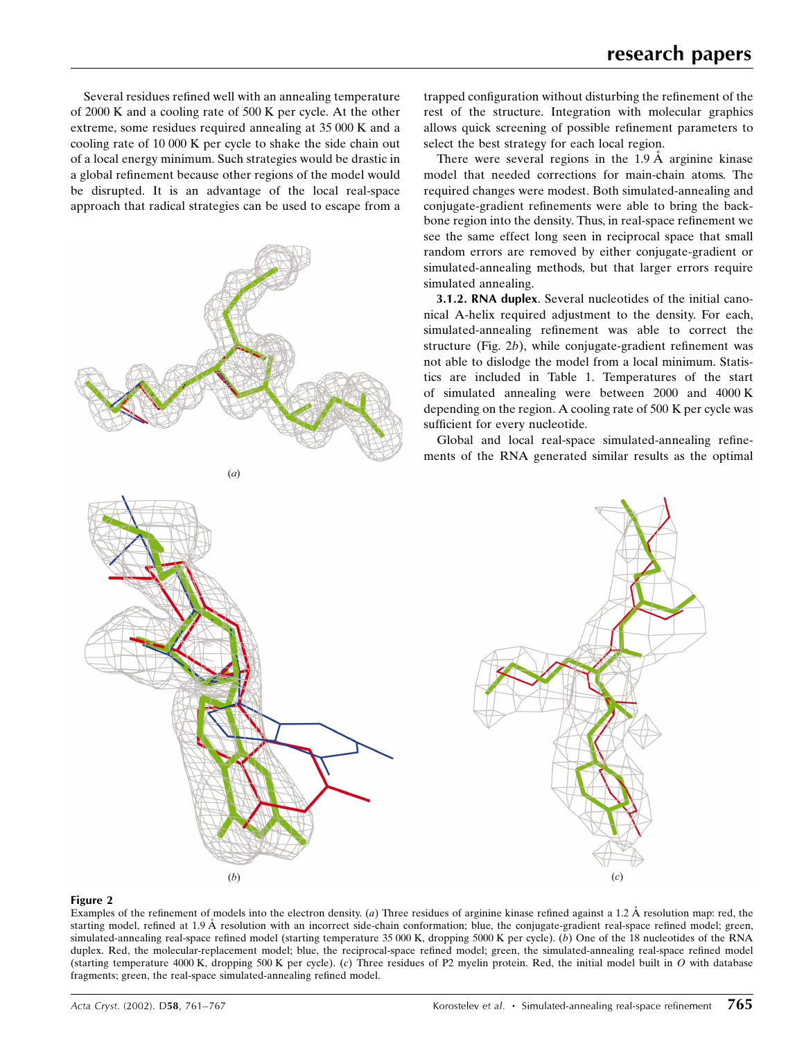Several residues refined well with an annealing temperature of 2000 K and a cooling rate of 500 K per cycle. At the other extreme, some residues required annealing at 35 000 K and a cooling rate of 10 000 K per cycle to shake the side chain out of a local energy minimum. Such strategies would be drastic in a global refinement because other regions of the model would be disrupted. It is an advantage of the local real-space approach that radical strategies can be used to escape from a trapped configuration without disturbing the refinement of the rest of the structure. Integration with molecular graphics allows quick screening of possible refinement parameters to select the best strategy for each local region.

There were several regions in the 1.9 Å arginine kinase model that needed corrections for main-chain atoms. The required changes were modest. Both simulated-annealing and conjugate-gradient refinements were able to bring the backbone region into the density. Thus, in real-space refinement we see the same effect long seen in reciprocal space that small random errors are removed by either conjugate-gradient or simulated-annealing methods, but that larger errors require simulated annealing.

**3.1.2. RNA duplex**. Several nucleotides of the initial canonical A-helix required adjustment to the density. For each, simulated-annealing refinement was able to correct the structure (Fig. 2*b*), while conjugate-gradient refinement was not able to dislodge the model from a local minimum. Statistics are included in Table 1. Temperatures of the start of simulated annealing were between 2000 and 4000 K depending on the region. A cooling rate of 500 K per cycle was sufficient for every nucleotide.

Global and local real-space simulated-annealing refinements of the RNA generated similar results as the optimal

**Figure 2**
Examples of the refinement of models into the electron density. (*a*) Three residues of arginine kinase refined against a 1.2 Å resolution map: red, the starting model, refined at 1.9 Å resolution with an incorrect side-chain conformation; blue, the conjugate-gradient real-space refined model; green, simulated-annealing real-space refined model (starting temperature 35 000 K, dropping 5000 K per cycle). (*b*) One of the 18 nucleotides of the RNA duplex. Red, the molecular-replacement model; blue, the reciprocal-space refined model; green, the simulated-annealing real-space refined model (starting temperature 4000 K, dropping 500 K per cycle). (*c*) Three residues of P2 myelin protein. Red, the initial model built in *O* with database fragments; green, the real-space simulated-annealing refined model.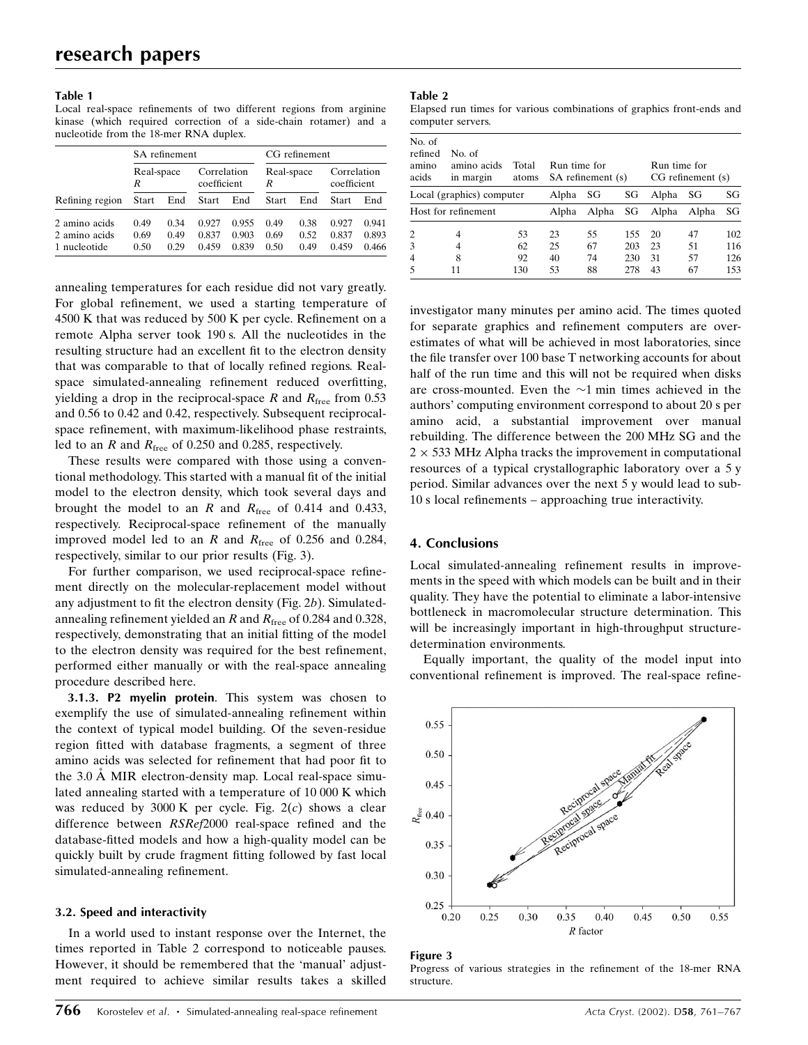**Table 1**
Local real-space refinements of two different regions from arginine kinase (which required correction of a side-chain rotamer) and a nucleotide from the 18-mer RNA duplex.

| | SA refinement | | | | CG refinement | | | |
|---|---|---|---|---|---|---|---|---|
| | Real-space $R$ | | Correlation coefficient | | Real-space $R$ | | Correlation coefficient | |
| Refining region | Start | End | Start | End | Start | End | Start | End |
| 2 amino acids | 0.49 | 0.34 | 0.927 | 0.955 | 0.49 | 0.38 | 0.927 | 0.941 |
| 2 amino acids | 0.69 | 0.49 | 0.837 | 0.903 | 0.69 | 0.52 | 0.837 | 0.893 |
| 1 nucleotide | 0.50 | 0.29 | 0.459 | 0.839 | 0.50 | 0.49 | 0.459 | 0.466 |

**Table 2**
Elapsed run times for various combinations of graphics front-ends and computer servers.

| No. of refined amino acids | No. of amino acids in margin | Total atoms | Run time for SA refinement (s) | | | Run time for CG refinement (s) | | |
|---|---|---|---|---|---|---|---|---|
| Local (graphics) computer | | | Alpha | SG | SG | Alpha | SG | SG |
| Host for refinement | | | Alpha | Alpha | SG | Alpha | Alpha | SG |
| 2 | 4 | 53 | 23 | 55 | 155 | 20 | 47 | 102 |
| 3 | 4 | 62 | 25 | 67 | 203 | 23 | 51 | 116 |
| 4 | 8 | 92 | 40 | 74 | 230 | 31 | 57 | 126 |
| 5 | 11 | 130 | 53 | 88 | 278 | 43 | 67 | 153 |

annealing temperatures for each residue did not vary greatly. For global refinement, we used a starting temperature of 4500 K that was reduced by 500 K per cycle. Refinement on a remote Alpha server took 190 s. All the nucleotides in the resulting structure had an excellent fit to the electron density that was comparable to that of locally refined regions. Real-space simulated-annealing refinement reduced overfitting, yielding a drop in the reciprocal-space $R$ and $R_{\rm free}$ from 0.53 and 0.56 to 0.42 and 0.42, respectively. Subsequent reciprocal-space refinement, with maximum-likelihood phase restraints, led to an $R$ and $R_{\rm free}$ of 0.250 and 0.285, respectively.

These results were compared with those using a conventional methodology. This started with a manual fit of the initial model to the electron density, which took several days and brought the model to an $R$ and $R_{\rm free}$ of 0.414 and 0.433, respectively. Reciprocal-space refinement of the manually improved model led to an $R$ and $R_{\rm free}$ of 0.256 and 0.284, respectively, similar to our prior results (Fig. 3).

For further comparison, we used reciprocal-space refinement directly on the molecular-replacement model without any adjustment to fit the electron density (Fig. 2*b*). Simulated-annealing refinement yielded an $R$ and $R_{\rm free}$ of 0.284 and 0.328, respectively, demonstrating that an initial fitting of the model to the electron density was required for the best refinement, performed either manually or with the real-space annealing procedure described here.

**3.1.3. P2 myelin protein**. This system was chosen to exemplify the use of simulated-annealing refinement within the context of typical model building. Of the seven-residue region fitted with database fragments, a segment of three amino acids was selected for refinement that had poor fit to the 3.0 Å MIR electron-density map. Local real-space simulated annealing started with a temperature of 10 000 K which was reduced by 3000 K per cycle. Fig. 2(*c*) shows a clear difference between *RSRef*2000 real-space refined and the database-fitted models and how a high-quality model can be quickly built by crude fragment fitting followed by fast local simulated-annealing refinement.

### 3.2. Speed and interactivity

In a world used to instant response over the Internet, the times reported in Table 2 correspond to noticeable pauses. However, it should be remembered that the 'manual' adjustment required to achieve similar results takes a skilled investigator many minutes per amino acid. The times quoted for separate graphics and refinement computers are over-estimates of what will be achieved in most laboratories, since the file transfer over 100 base T networking accounts for about half of the run time and this will not be required when disks are cross-mounted. Even the ~1 min times achieved in the authors' computing environment correspond to about 20 s per amino acid, a substantial improvement over manual rebuilding. The difference between the 200 MHz SG and the 2 × 533 MHz Alpha tracks the improvement in computational resources of a typical crystallographic laboratory over a 5 y period. Similar advances over the next 5 y would lead to sub-10 s local refinements – approaching true interactivity.

## 4. Conclusions

Local simulated-annealing refinement results in improvements in the speed with which models can be built and in their quality. They have the potential to eliminate a labor-intensive bottleneck in macromolecular structure determination. This will be increasingly important in high-throughput structure-determination environments.

Equally important, the quality of the model input into conventional refinement is improved. The real-space refine-

**Figure 3**
Progress of various strategies in the refinement of the 18-mer RNA structure.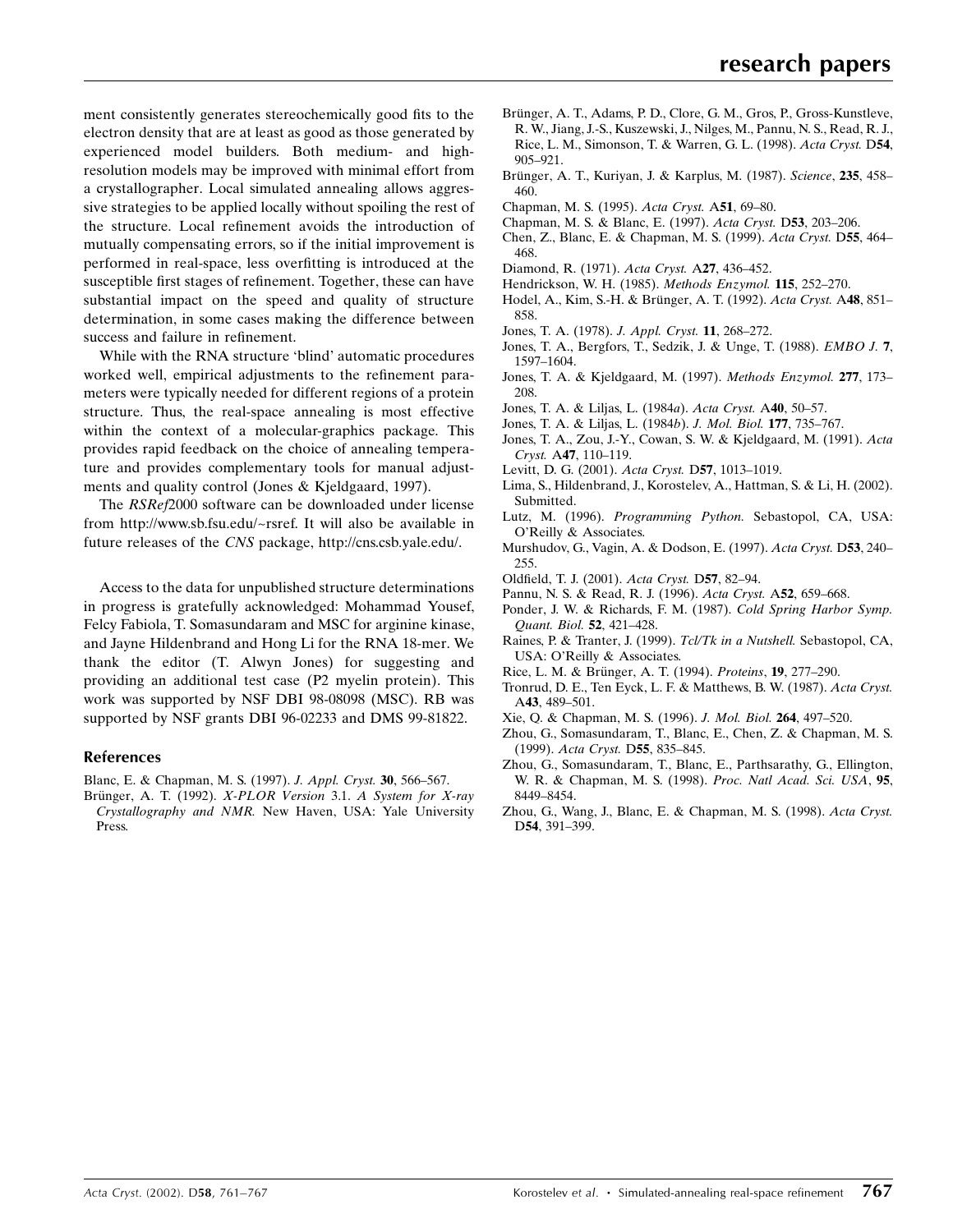ment consistently generates stereochemically good fits to the electron density that are at least as good as those generated by experienced model builders. Both medium- and high-resolution models may be improved with minimal effort from a crystallographer. Local simulated annealing allows aggressive strategies to be applied locally without spoiling the rest of the structure. Local refinement avoids the introduction of mutually compensating errors, so if the initial improvement is performed in real-space, less overfitting is introduced at the susceptible first stages of refinement. Together, these can have substantial impact on the speed and quality of structure determination, in some cases making the difference between success and failure in refinement.

While with the RNA structure 'blind' automatic procedures worked well, empirical adjustments to the refinement parameters were typically needed for different regions of a protein structure. Thus, the real-space annealing is most effective within the context of a molecular-graphics package. This provides rapid feedback on the choice of annealing temperature and provides complementary tools for manual adjustments and quality control (Jones & Kjeldgaard, 1997).

The *RSRef*2000 software can be downloaded under license from http://www.sb.fsu.edu/~rsref. It will also be available in future releases of the *CNS* package, http://cns.csb.yale.edu/.

Access to the data for unpublished structure determinations in progress is gratefully acknowledged: Mohammad Yousef, Felcy Fabiola, T. Somasundaram and MSC for arginine kinase, and Jayne Hildenbrand and Hong Li for the RNA 18-mer. We thank the editor (T. Alwyn Jones) for suggesting and providing an additional test case (P2 myelin protein). This work was supported by NSF DBI 98-08098 (MSC). RB was supported by NSF grants DBI 96-02233 and DMS 99-81822.

## References

Blanc, E. & Chapman, M. S. (1997). *J. Appl. Cryst.* **30**, 566–567.

Brünger, A. T. (1992). *X-PLOR Version* 3.1. *A System for X-ray Crystallography and NMR.* New Haven, USA: Yale University Press.

Brünger, A. T., Adams, P. D., Clore, G. M., Gros, P., Gross-Kunstleve, R. W., Jiang, J.-S., Kuszewski, J., Nilges, M., Pannu, N. S., Read, R. J., Rice, L. M., Simonson, T. & Warren, G. L. (1998). *Acta Cryst.* D**54**, 905–921.

Brünger, A. T., Kuriyan, J. & Karplus, M. (1987). *Science*, **235**, 458–460.

Chapman, M. S. (1995). *Acta Cryst.* A**51**, 69–80.

Chapman, M. S. & Blanc, E. (1997). *Acta Cryst.* D**53**, 203–206.

Chen, Z., Blanc, E. & Chapman, M. S. (1999). *Acta Cryst.* D**55**, 464–468.

Diamond, R. (1971). *Acta Cryst.* A**27**, 436–452.

Hendrickson, W. H. (1985). *Methods Enzymol.* **115**, 252–270.

Hodel, A., Kim, S.-H. & Brünger, A. T. (1992). *Acta Cryst.* A**48**, 851–858.

Jones, T. A. (1978). *J. Appl. Cryst.* **11**, 268–272.

Jones, T. A., Bergfors, T., Sedzik, J. & Unge, T. (1988). *EMBO J.* **7**, 1597–1604.

Jones, T. A. & Kjeldgaard, M. (1997). *Methods Enzymol.* **277**, 173–208.

Jones, T. A. & Liljas, L. (1984*a*). *Acta Cryst.* A**40**, 50–57.

Jones, T. A. & Liljas, L. (1984*b*). *J. Mol. Biol.* **177**, 735–767.

Jones, T. A., Zou, J.-Y., Cowan, S. W. & Kjeldgaard, M. (1991). *Acta Cryst.* A**47**, 110–119.

Levitt, D. G. (2001). *Acta Cryst.* D**57**, 1013–1019.

Lima, S., Hildenbrand, J., Korostelev, A., Hattman, S. & Li, H. (2002). Submitted.

Lutz, M. (1996). *Programming Python.* Sebastopol, CA, USA: O'Reilly & Associates.

Murshudov, G., Vagin, A. & Dodson, E. (1997). *Acta Cryst.* D**53**, 240–255.

Oldfield, T. J. (2001). *Acta Cryst.* D**57**, 82–94.

Pannu, N. S. & Read, R. J. (1996). *Acta Cryst.* A**52**, 659–668.

Ponder, J. W. & Richards, F. M. (1987). *Cold Spring Harbor Symp. Quant. Biol.* **52**, 421–428.

Raines, P. & Tranter, J. (1999). *Tcl/Tk in a Nutshell.* Sebastopol, CA, USA: O'Reilly & Associates.

Rice, L. M. & Brünger, A. T. (1994). *Proteins*, **19**, 277–290.

Tronrud, D. E., Ten Eyck, L. F. & Matthews, B. W. (1987). *Acta Cryst.* A**43**, 489–501.

Xie, Q. & Chapman, M. S. (1996). *J. Mol. Biol.* **264**, 497–520.

Zhou, G., Somasundaram, T., Blanc, E., Chen, Z. & Chapman, M. S. (1999). *Acta Cryst.* D**55**, 835–845.

Zhou, G., Somasundaram, T., Blanc, E., Parthsarathy, G., Ellington, W. R. & Chapman, M. S. (1998). *Proc. Natl Acad. Sci. USA*, **95**, 8449–8454.

Zhou, G., Wang, J., Blanc, E. & Chapman, M. S. (1998). *Acta Cryst.* D**54**, 391–399.